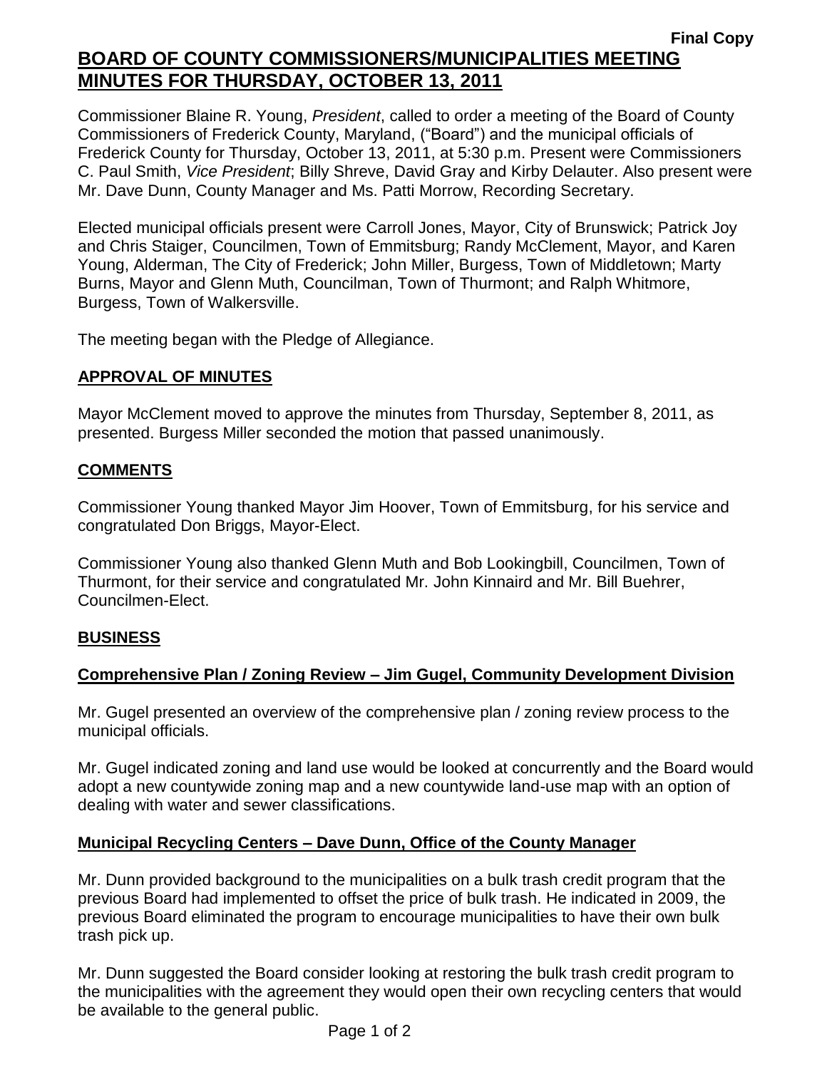**Final Copy**

# BOARD OF COUNTY COMMISSIONERS/MUNICIPALITIES MEETING MINUTES FOR THURSDAY, OCTOBER 13, 2011

Commissioner Blaine R. Young, *President*, called to order a meeting of the Board of County Commissioners of Frederick County, Maryland, ("Board") and the municipal officials of Frederick County for Thursday, October 13, 2011, at 5:30 p.m. Present were Commissioners C. Paul Smith, *Vice President*; Billy Shreve, David Gray and Kirby Delauter. Also present were Mr. Dave Dunn, County Manager and Ms. Patti Morrow, Recording Secretary.

Elected municipal officials present were Carroll Jones, Mayor, City of Brunswick; Patrick Joy and Chris Staiger, Councilmen, Town of Emmitsburg; Randy McClement, Mayor, and Karen Young, Alderman, The City of Frederick; John Miller, Burgess, Town of Middletown; Marty Burns, Mayor and Glenn Muth, Councilman, Town of Thurmont; and Ralph Whitmore, Burgess, Town of Walkersville.

The meeting began with the Pledge of Allegiance.

## APPROVAL OF MINUTES

Mayor McClement moved to approve the minutes from Thursday, September 8, 2011, as presented. Burgess Miller seconded the motion that passed unanimously.

## COMMENTS

Commissioner Young thanked Mayor Jim Hoover, Town of Emmitsburg, for his service and congratulated Don Briggs, Mayor-Elect.

Commissioner Young also thanked Glenn Muth and Bob Lookingbill, Councilmen, Town of Thurmont, for their service and congratulated Mr. John Kinnaird and Mr. Bill Buehrer, Councilmen-Elect.

## BUSINESS

### Comprehensive Plan / Zoning Review – Jim Gugel, Community Development Division

Mr. Gugel presented an overview of the comprehensive plan / zoning review process to the municipal officials.

Mr. Gugel indicated zoning and land use would be looked at concurrently and the Board would adopt a new countywide zoning map and a new countywide land-use map with an option of dealing with water and sewer classifications.

### Municipal Recycling Centers – Dave Dunn, Office of the County Manager

Mr. Dunn provided background to the municipalities on a bulk trash credit program that the previous Board had implemented to offset the price of bulk trash. He indicated in 2009, the previous Board eliminated the program to encourage municipalities to have their own bulk trash pick up.

Mr. Dunn suggested the Board consider looking at restoring the bulk trash credit program to the municipalities with the agreement they would open their own recycling centers that would be available to the general public.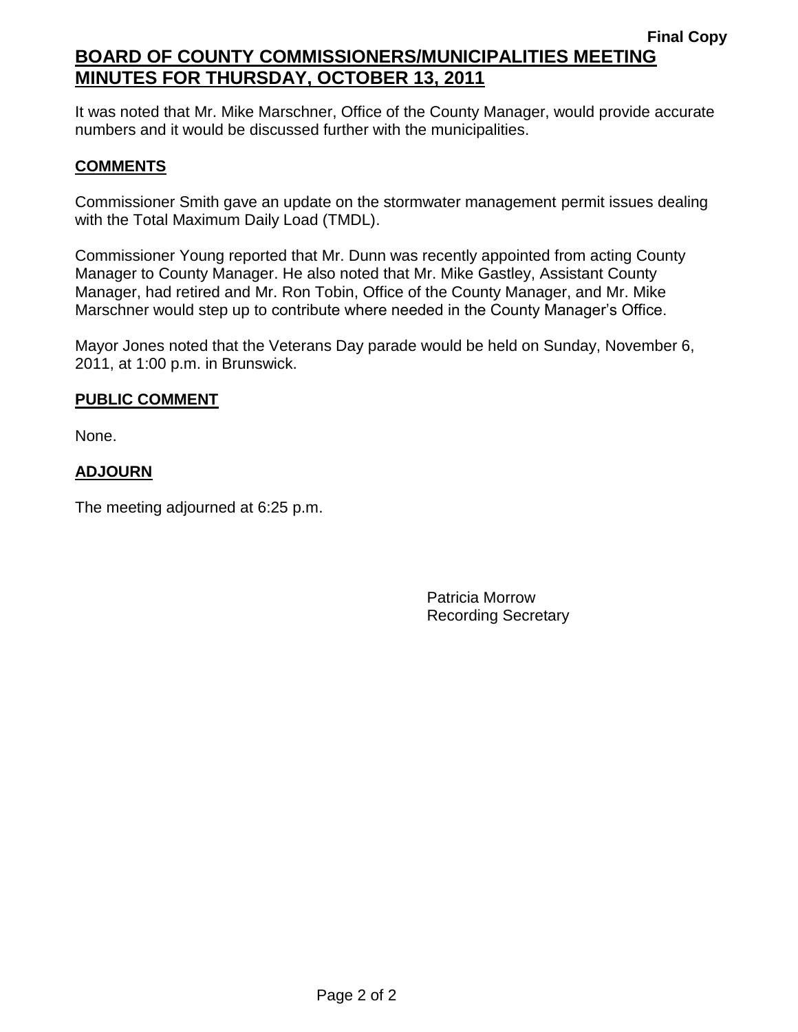It was noted that Mr. Mike Marschner, Office of the County Manager, would provide accurate numbers and it would be discussed further with the municipalities.

## COMMENTS

Commissioner Smith gave an update on the stormwater management permit issues dealing with the Total Maximum Daily Load (TMDL).

Commissioner Young reported that Mr. Dunn was recently appointed from acting County Manager to County Manager. He also noted that Mr. Mike Gastley, Assistant County Manager, had retired and Mr. Ron Tobin, Office of the County Manager, and Mr. Mike Marschner would step up to contribute where needed in the County Manager's Office.

Mayor Jones noted that the Veterans Day parade would be held on Sunday, November 6, 2011, at 1:00 p.m. in Brunswick.

## PUBLIC COMMENT

None.

## ADJOURN

The meeting adjourned at 6:25 p.m.

Patricia Morrow
Recording Secretary